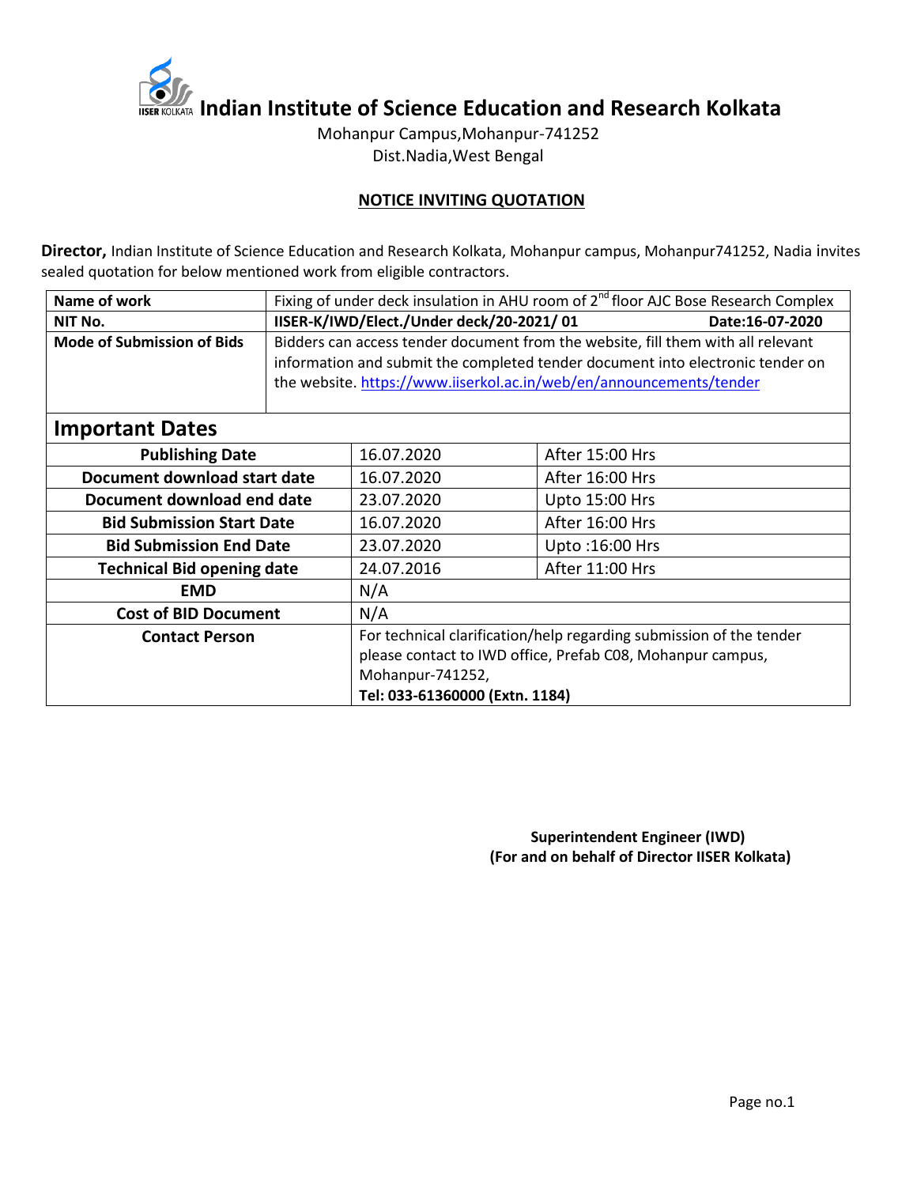# Indian Institute of Science Education and Research Kolkata

Mohanpur Campus,Mohanpur-741252
Dist.Nadia,West Bengal

## NOTICE INVITING QUOTATION

**Director,** Indian Institute of Science Education and Research Kolkata, Mohanpur campus, Mohanpur741252, Nadia invites sealed quotation for below mentioned work from eligible contractors.

| | |
|---|---|
| **Name of work** | Fixing of under deck insulation in AHU room of 2nd floor AJC Bose Research Complex |
| **NIT No.** | **IISER-K/IWD/Elect./Under deck/20-2021/ 01** **Date:16-07-2020** |
| **Mode of Submission of Bids** | Bidders can access tender document from the website, fill them with all relevant information and submit the completed tender document into electronic tender on the website. https://www.iiserkol.ac.in/web/en/announcements/tender |

## Important Dates

| | | |
|---|---|---|
| **Publishing Date** | 16.07.2020 | After 15:00 Hrs |
| **Document download start date** | 16.07.2020 | After 16:00 Hrs |
| **Document download end date** | 23.07.2020 | Upto 15:00 Hrs |
| **Bid Submission Start Date** | 16.07.2020 | After 16:00 Hrs |
| **Bid Submission End Date** | 23.07.2020 | Upto :16:00 Hrs |
| **Technical Bid opening date** | 24.07.2016 | After 11:00 Hrs |
| **EMD** | N/A | |
| **Cost of BID Document** | N/A | |
| **Contact Person** | For technical clarification/help regarding submission of the tender please contact to IWD office, Prefab C08, Mohanpur campus, Mohanpur-741252, **Tel: 033-61360000 (Extn. 1184)** | |

**Superintendent Engineer (IWD)**
**(For and on behalf of Director IISER Kolkata)**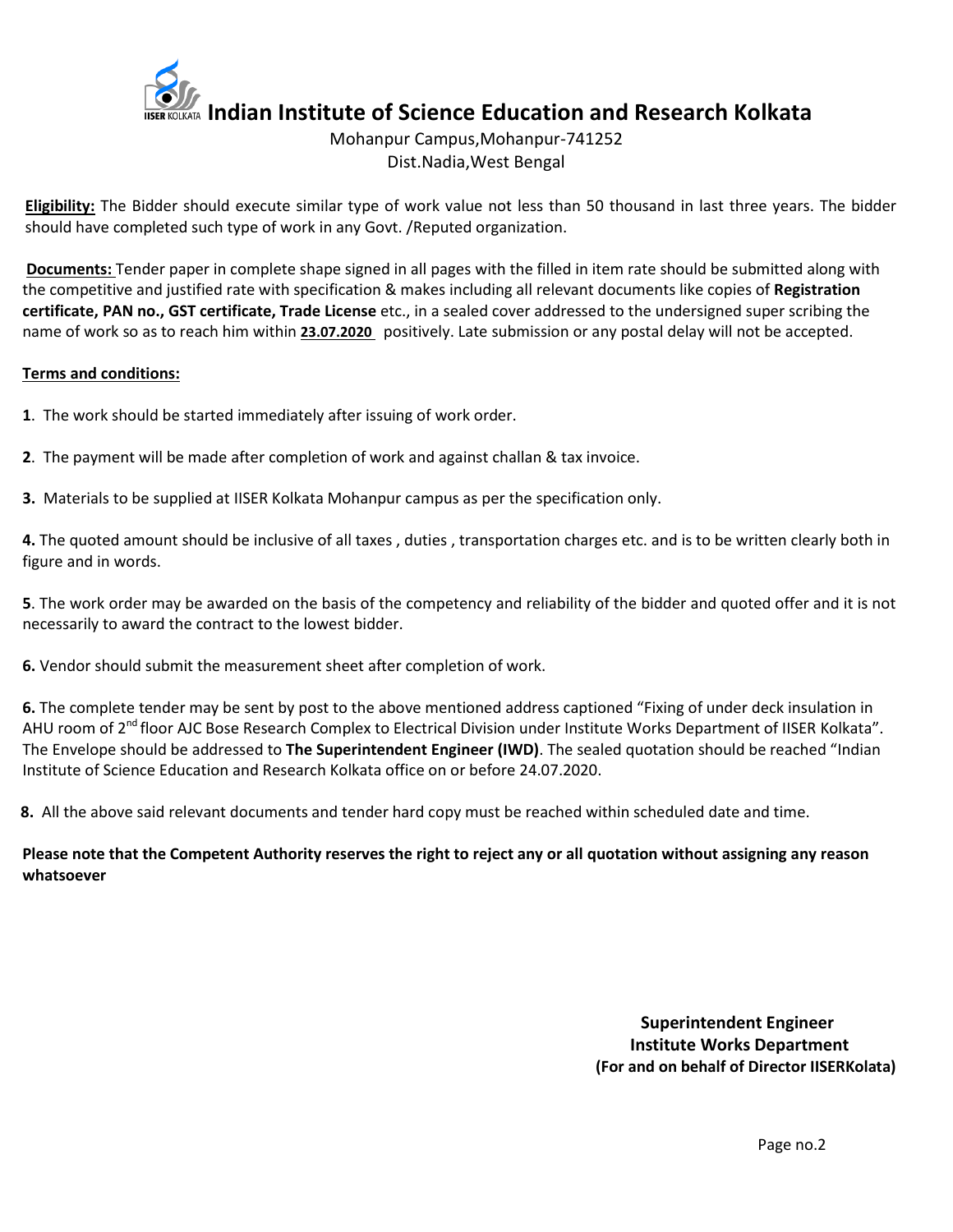# Indian Institute of Science Education and Research Kolkata

Mohanpur Campus,Mohanpur-741252
Dist.Nadia,West Bengal

**Eligibility:** The Bidder should execute similar type of work value not less than 50 thousand in last three years. The bidder should have completed such type of work in any Govt. /Reputed organization.

**Documents:** Tender paper in complete shape signed in all pages with the filled in item rate should be submitted along with the competitive and justified rate with specification & makes including all relevant documents like copies of **Registration certificate, PAN no., GST certificate, Trade License** etc., in a sealed cover addressed to the undersigned super scribing the name of work so as to reach him within **23.07.2020** positively. Late submission or any postal delay will not be accepted.

**Terms and conditions:**

**1**. The work should be started immediately after issuing of work order.

**2**. The payment will be made after completion of work and against challan & tax invoice.

**3.** Materials to be supplied at IISER Kolkata Mohanpur campus as per the specification only.

**4.** The quoted amount should be inclusive of all taxes , duties , transportation charges etc. and is to be written clearly both in figure and in words.

**5**. The work order may be awarded on the basis of the competency and reliability of the bidder and quoted offer and it is not necessarily to award the contract to the lowest bidder.

**6.** Vendor should submit the measurement sheet after completion of work.

**6.** The complete tender may be sent by post to the above mentioned address captioned "Fixing of under deck insulation in AHU room of 2nd floor AJC Bose Research Complex to Electrical Division under Institute Works Department of IISER Kolkata". The Envelope should be addressed to **The Superintendent Engineer (IWD)**. The sealed quotation should be reached "Indian Institute of Science Education and Research Kolkata office on or before 24.07.2020.

**8.** All the above said relevant documents and tender hard copy must be reached within scheduled date and time.

**Please note that the Competent Authority reserves the right to reject any or all quotation without assigning any reason whatsoever**

**Superintendent Engineer**
**Institute Works Department**
**(For and on behalf of Director IISERKolata)**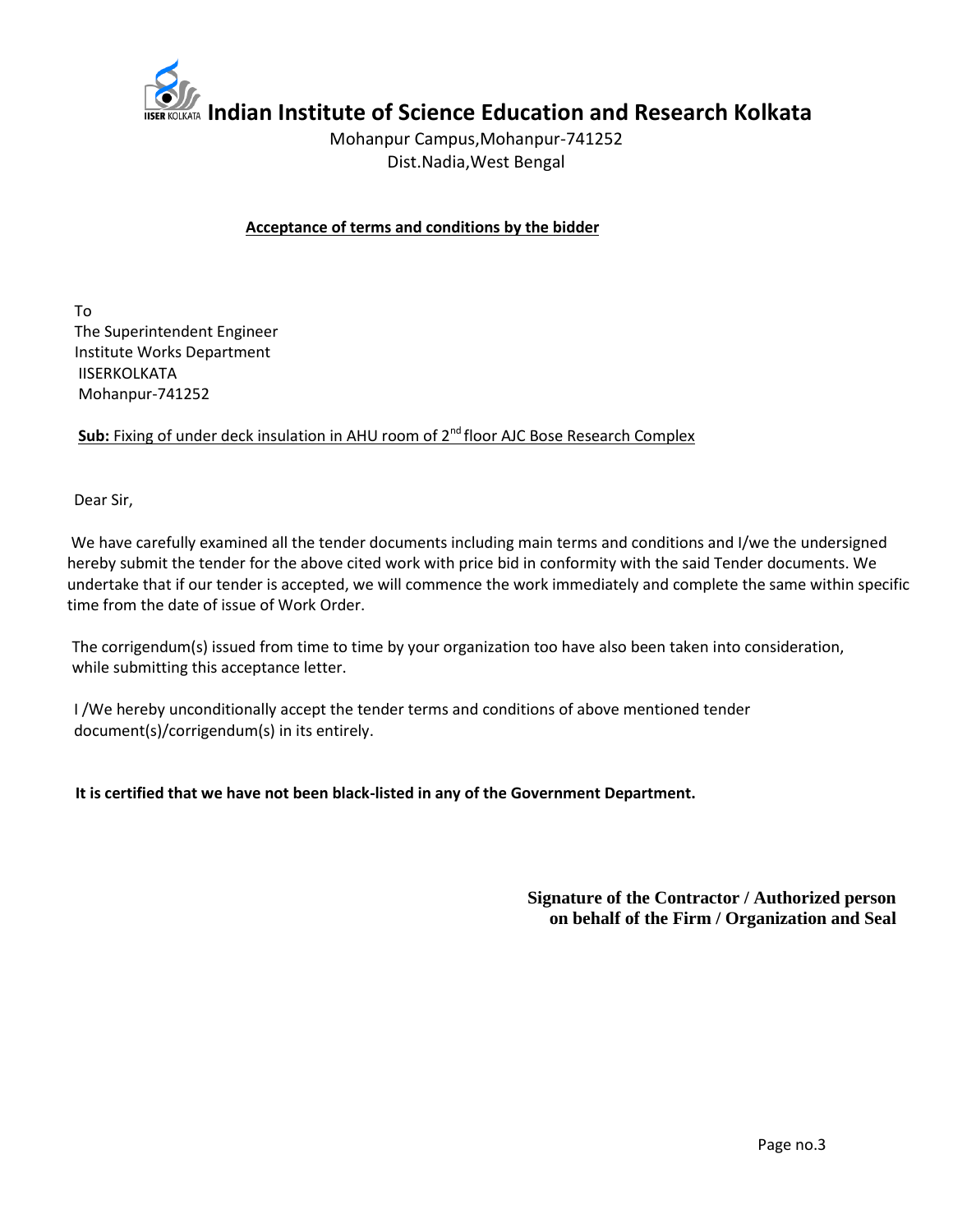# Indian Institute of Science Education and Research Kolkata

Mohanpur Campus,Mohanpur-741252
Dist.Nadia,West Bengal

**Acceptance of terms and conditions by the bidder**

To
The Superintendent Engineer
Institute Works Department
IISERKOLKATA
Mohanpur-741252

**Sub:** Fixing of under deck insulation in AHU room of 2nd floor AJC Bose Research Complex

Dear Sir,

We have carefully examined all the tender documents including main terms and conditions and I/we the undersigned hereby submit the tender for the above cited work with price bid in conformity with the said Tender documents. We undertake that if our tender is accepted, we will commence the work immediately and complete the same within specific time from the date of issue of Work Order.

The corrigendum(s) issued from time to time by your organization too have also been taken into consideration, while submitting this acceptance letter.

I /We hereby unconditionally accept the tender terms and conditions of above mentioned tender document(s)/corrigendum(s) in its entirely.

**It is certified that we have not been black-listed in any of the Government Department.**

**Signature of the Contractor / Authorized person on behalf of the Firm / Organization and Seal**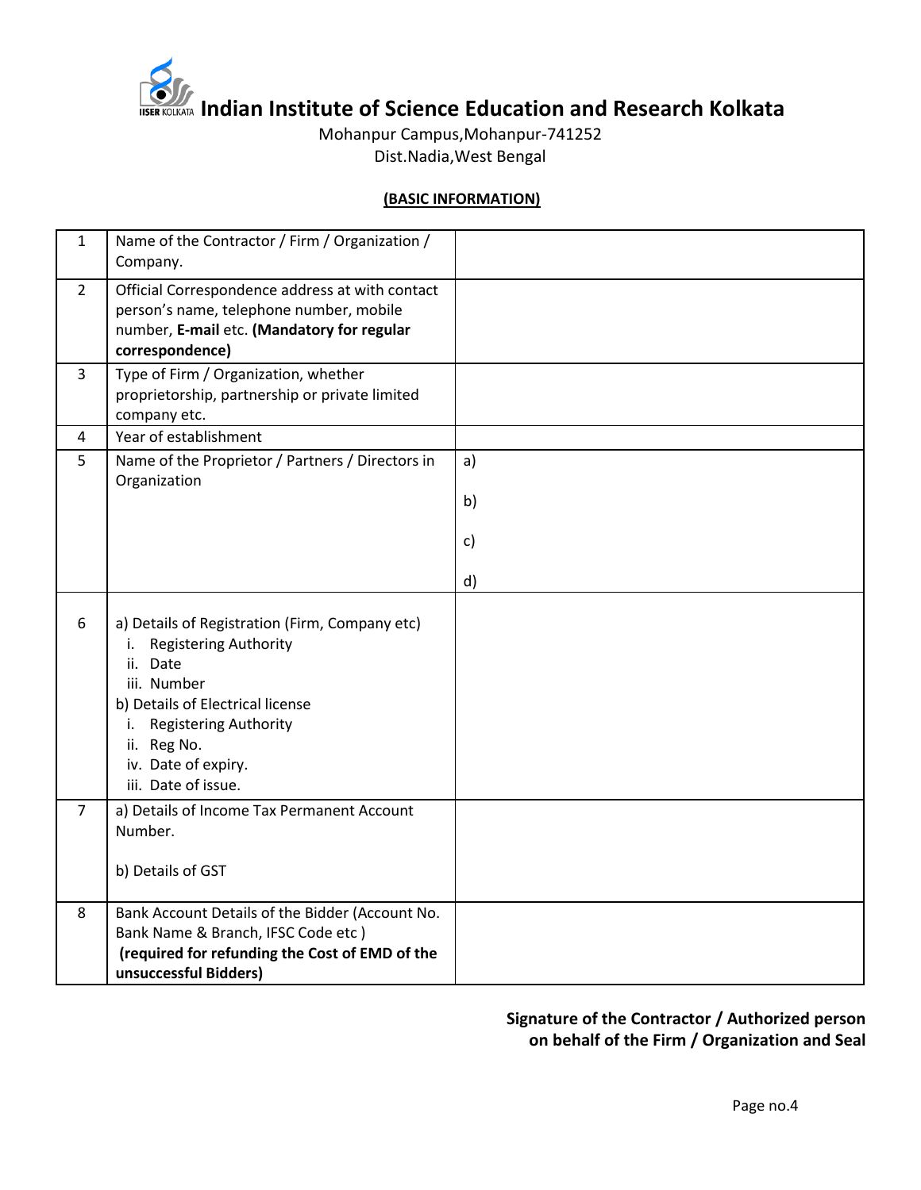# Indian Institute of Science Education and Research Kolkata

Mohanpur Campus,Mohanpur-741252
Dist.Nadia,West Bengal

**(BASIC INFORMATION)**

| | | |
|---|---|---|
| 1 | Name of the Contractor / Firm / Organization / Company. | |
| 2 | Official Correspondence address at with contact person's name, telephone number, mobile number, **E-mail** etc. **(Mandatory for regular correspondence)** | |
| 3 | Type of Firm / Organization, whether proprietorship, partnership or private limited company etc. | |
| 4 | Year of establishment | |
| 5 | Name of the Proprietor / Partners / Directors in Organization | a)<br>b)<br>c)<br>d) |
| 6 | a) Details of Registration (Firm, Company etc)<br>i. Registering Authority<br>ii. Date<br>iii. Number<br>b) Details of Electrical license<br>i. Registering Authority<br>ii. Reg No.<br>iv. Date of expiry.<br>iii. Date of issue. | |
| 7 | a) Details of Income Tax Permanent Account Number.<br><br>b) Details of GST | |
| 8 | Bank Account Details of the Bidder (Account No. Bank Name & Branch, IFSC Code etc )<br>**(required for refunding the Cost of EMD of the unsuccessful Bidders)** | |

**Signature of the Contractor / Authorized person on behalf of the Firm / Organization and Seal**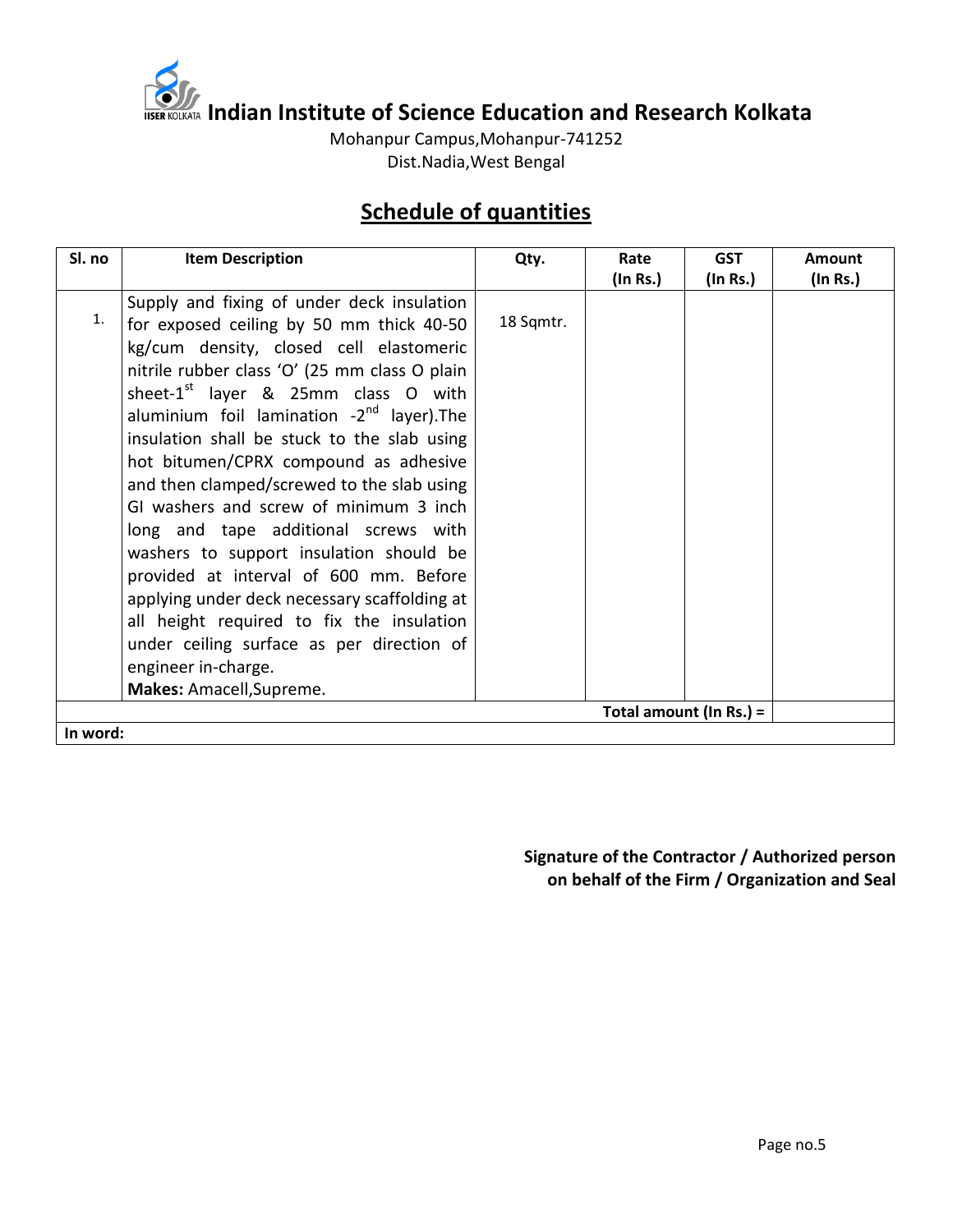# Indian Institute of Science Education and Research Kolkata

Mohanpur Campus,Mohanpur-741252
Dist.Nadia,West Bengal

## Schedule of quantities

| Sl. no | Item Description | Qty. | Rate (In Rs.) | GST (In Rs.) | Amount (In Rs.) |
|---|---|---|---|---|---|
| 1. | Supply and fixing of under deck insulation for exposed ceiling by 50 mm thick 40-50 kg/cum density, closed cell elastomeric nitrile rubber class 'O' (25 mm class O plain sheet-1st layer & 25mm class O with aluminium foil lamination -2nd layer).The insulation shall be stuck to the slab using hot bitumen/CPRX compound as adhesive and then clamped/screwed to the slab using GI washers and screw of minimum 3 inch long and tape additional screws with washers to support insulation should be provided at interval of 600 mm. Before applying under deck necessary scaffolding at all height required to fix the insulation under ceiling surface as per direction of engineer in-charge. **Makes:** Amacell,Supreme. | 18 Sqmtr. | | | |
| | | | **Total amount (In Rs.) =** | | |
| **In word:** | | | | | |

**Signature of the Contractor / Authorized person on behalf of the Firm / Organization and Seal**